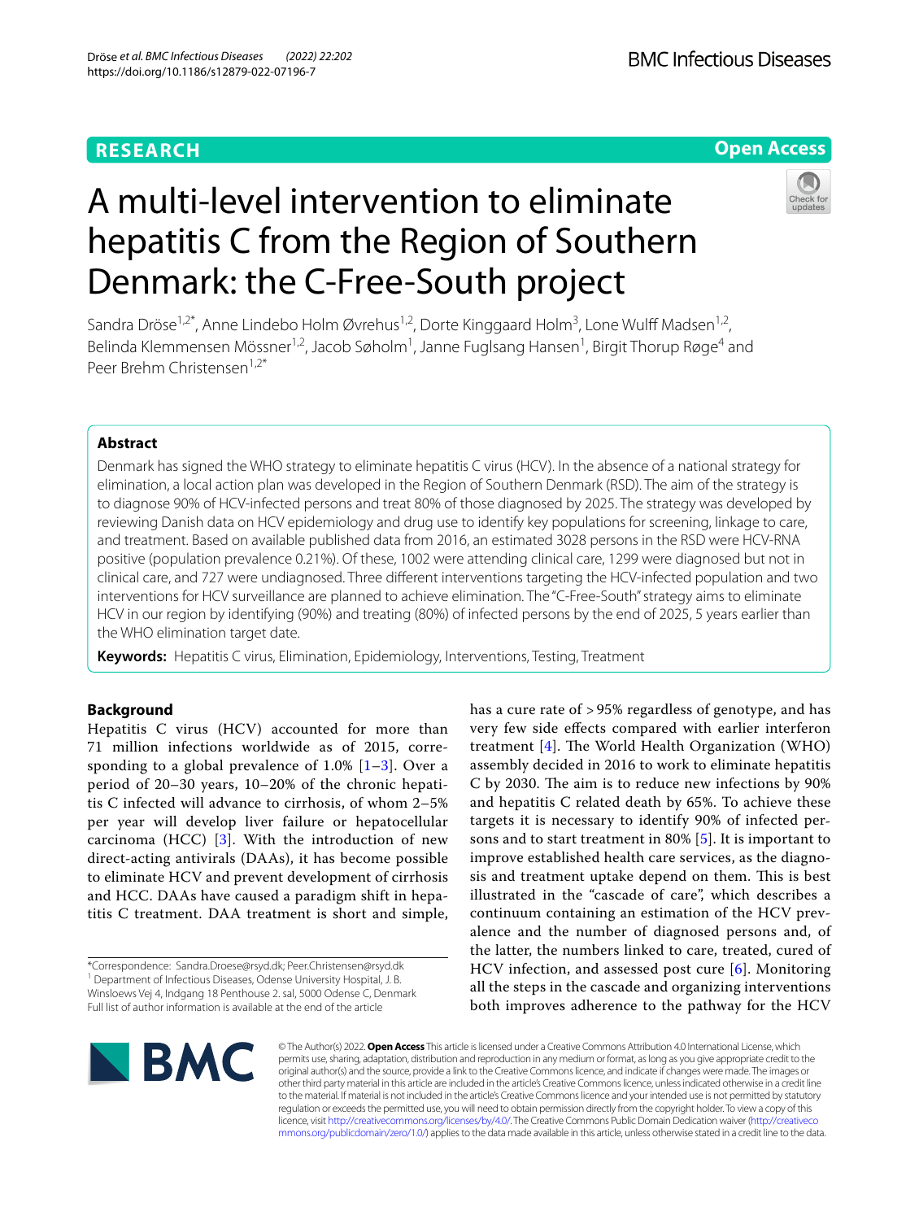RESEARCH

Open Access

# A multi-level intervention to eliminate hepatitis C from the Region of Southern Denmark: the C-Free-South project

Sandra Dröse[1,2*], Anne Lindebo Holm Øvrehus[1,2], Dorte Kinggaard Holm[3], Lone Wulff Madsen[1,2], Belinda Klemmensen Mössner[1,2], Jacob Søholm[1], Janne Fuglsang Hansen[1], Birgit Thorup Røge[4] and Peer Brehm Christensen[1,2*]

## Abstract

Denmark has signed the WHO strategy to eliminate hepatitis C virus (HCV). In the absence of a national strategy for elimination, a local action plan was developed in the Region of Southern Denmark (RSD). The aim of the strategy is to diagnose 90% of HCV-infected persons and treat 80% of those diagnosed by 2025. The strategy was developed by reviewing Danish data on HCV epidemiology and drug use to identify key populations for screening, linkage to care, and treatment. Based on available published data from 2016, an estimated 3028 persons in the RSD were HCV-RNA positive (population prevalence 0.21%). Of these, 1002 were attending clinical care, 1299 were diagnosed but not in clinical care, and 727 were undiagnosed. Three different interventions targeting the HCV-infected population and two interventions for HCV surveillance are planned to achieve elimination. The "C-Free-South" strategy aims to eliminate HCV in our region by identifying (90%) and treating (80%) of infected persons by the end of 2025, 5 years earlier than the WHO elimination target date.

**Keywords:** Hepatitis C virus, Elimination, Epidemiology, Interventions, Testing, Treatment

## Background

Hepatitis C virus (HCV) accounted for more than 71 million infections worldwide as of 2015, corresponding to a global prevalence of 1.0% [1–3]. Over a period of 20–30 years, 10–20% of the chronic hepatitis C infected will advance to cirrhosis, of whom 2–5% per year will develop liver failure or hepatocellular carcinoma (HCC) [3]. With the introduction of new direct-acting antivirals (DAAs), it has become possible to eliminate HCV and prevent development of cirrhosis and HCC. DAAs have caused a paradigm shift in hepatitis C treatment. DAA treatment is short and simple, has a cure rate of >95% regardless of genotype, and has very few side effects compared with earlier interferon treatment [4]. The World Health Organization (WHO) assembly decided in 2016 to work to eliminate hepatitis C by 2030. The aim is to reduce new infections by 90% and hepatitis C related death by 65%. To achieve these targets it is necessary to identify 90% of infected persons and to start treatment in 80% [5]. It is important to improve established health care services, as the diagnosis and treatment uptake depend on them. This is best illustrated in the "cascade of care", which describes a continuum containing an estimation of the HCV prevalence and the number of diagnosed persons and, of the latter, the numbers linked to care, treated, cured of HCV infection, and assessed post cure [6]. Monitoring all the steps in the cascade and organizing interventions both improves adherence to the pathway for the HCV

*Correspondence: Sandra.Droese@rsyd.dk; Peer.Christensen@rsyd.dk
[1] Department of Infectious Diseases, Odense University Hospital, J. B. Winsloews Vej 4, Indgang 18 Penthouse 2. sal, 5000 Odense C, Denmark
Full list of author information is available at the end of the article

© The Author(s) 2022. **Open Access** This article is licensed under a Creative Commons Attribution 4.0 International License, which permits use, sharing, adaptation, distribution and reproduction in any medium or format, as long as you give appropriate credit to the original author(s) and the source, provide a link to the Creative Commons licence, and indicate if changes were made. The images or other third party material in this article are included in the article's Creative Commons licence, unless indicated otherwise in a credit line to the material. If material is not included in the article's Creative Commons licence and your intended use is not permitted by statutory regulation or exceeds the permitted use, you will need to obtain permission directly from the copyright holder. To view a copy of this licence, visit http://creativecommons.org/licenses/by/4.0/. The Creative Commons Public Domain Dedication waiver (http://creativecommons.org/publicdomain/zero/1.0/) applies to the data made available in this article, unless otherwise stated in a credit line to the data.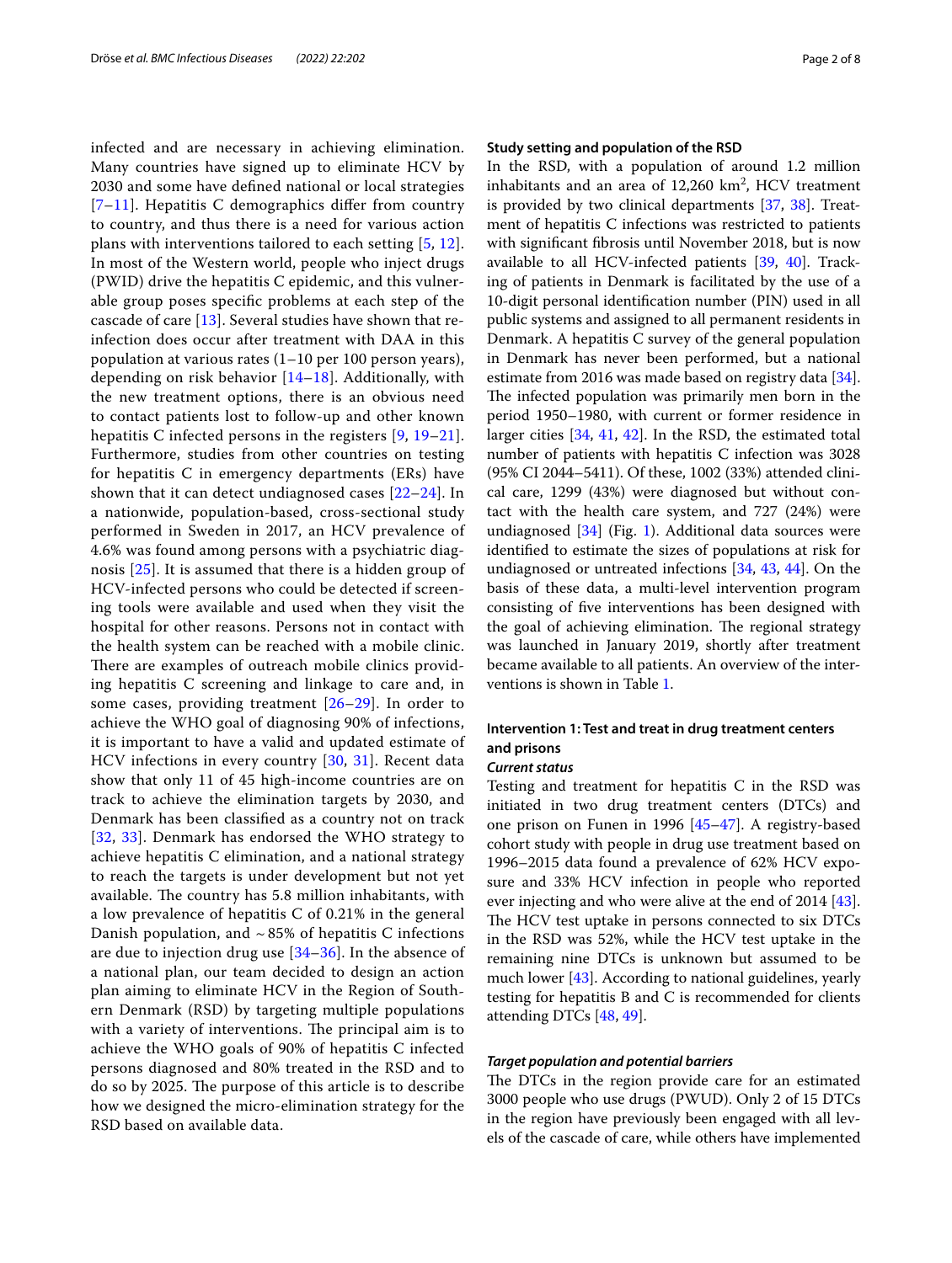infected and are necessary in achieving elimination. Many countries have signed up to eliminate HCV by 2030 and some have defined national or local strategies [7–11]. Hepatitis C demographics differ from country to country, and thus there is a need for various action plans with interventions tailored to each setting [5, 12]. In most of the Western world, people who inject drugs (PWID) drive the hepatitis C epidemic, and this vulnerable group poses specific problems at each step of the cascade of care [13]. Several studies have shown that re-infection does occur after treatment with DAA in this population at various rates (1–10 per 100 person years), depending on risk behavior [14–18]. Additionally, with the new treatment options, there is an obvious need to contact patients lost to follow-up and other known hepatitis C infected persons in the registers [9, 19–21]. Furthermore, studies from other countries on testing for hepatitis C in emergency departments (ERs) have shown that it can detect undiagnosed cases [22–24]. In a nationwide, population-based, cross-sectional study performed in Sweden in 2017, an HCV prevalence of 4.6% was found among persons with a psychiatric diagnosis [25]. It is assumed that there is a hidden group of HCV-infected persons who could be detected if screening tools were available and used when they visit the hospital for other reasons. Persons not in contact with the health system can be reached with a mobile clinic. There are examples of outreach mobile clinics providing hepatitis C screening and linkage to care and, in some cases, providing treatment [26–29]. In order to achieve the WHO goal of diagnosing 90% of infections, it is important to have a valid and updated estimate of HCV infections in every country [30, 31]. Recent data show that only 11 of 45 high-income countries are on track to achieve the elimination targets by 2030, and Denmark has been classified as a country not on track [32, 33]. Denmark has endorsed the WHO strategy to achieve hepatitis C elimination, and a national strategy to reach the targets is under development but not yet available. The country has 5.8 million inhabitants, with a low prevalence of hepatitis C of 0.21% in the general Danish population, and ~85% of hepatitis C infections are due to injection drug use [34–36]. In the absence of a national plan, our team decided to design an action plan aiming to eliminate HCV in the Region of Southern Denmark (RSD) by targeting multiple populations with a variety of interventions. The principal aim is to achieve the WHO goals of 90% of hepatitis C infected persons diagnosed and 80% treated in the RSD and to do so by 2025. The purpose of this article is to describe how we designed the micro-elimination strategy for the RSD based on available data.

### Study setting and population of the RSD

In the RSD, with a population of around 1.2 million inhabitants and an area of 12,260 km$^2$, HCV treatment is provided by two clinical departments [37, 38]. Treatment of hepatitis C infections was restricted to patients with significant fibrosis until November 2018, but is now available to all HCV-infected patients [39, 40]. Tracking of patients in Denmark is facilitated by the use of a 10-digit personal identification number (PIN) used in all public systems and assigned to all permanent residents in Denmark. A hepatitis C survey of the general population in Denmark has never been performed, but a national estimate from 2016 was made based on registry data [34]. The infected population was primarily men born in the period 1950–1980, with current or former residence in larger cities [34, 41, 42]. In the RSD, the estimated total number of patients with hepatitis C infection was 3028 (95% CI 2044–5411). Of these, 1002 (33%) attended clinical care, 1299 (43%) were diagnosed but without contact with the health care system, and 727 (24%) were undiagnosed [34] (Fig. 1). Additional data sources were identified to estimate the sizes of populations at risk for undiagnosed or untreated infections [34, 43, 44]. On the basis of these data, a multi-level intervention program consisting of five interventions has been designed with the goal of achieving elimination. The regional strategy was launched in January 2019, shortly after treatment became available to all patients. An overview of the interventions is shown in Table 1.

### Intervention 1: Test and treat in drug treatment centers and prisons

#### *Current status*

Testing and treatment for hepatitis C in the RSD was initiated in two drug treatment centers (DTCs) and one prison on Funen in 1996 [45–47]. A registry-based cohort study with people in drug use treatment based on 1996–2015 data found a prevalence of 62% HCV exposure and 33% HCV infection in people who reported ever injecting and who were alive at the end of 2014 [43]. The HCV test uptake in persons connected to six DTCs in the RSD was 52%, while the HCV test uptake in the remaining nine DTCs is unknown but assumed to be much lower [43]. According to national guidelines, yearly testing for hepatitis B and C is recommended for clients attending DTCs [48, 49].

#### *Target population and potential barriers*

The DTCs in the region provide care for an estimated 3000 people who use drugs (PWUD). Only 2 of 15 DTCs in the region have previously been engaged with all levels of the cascade of care, while others have implemented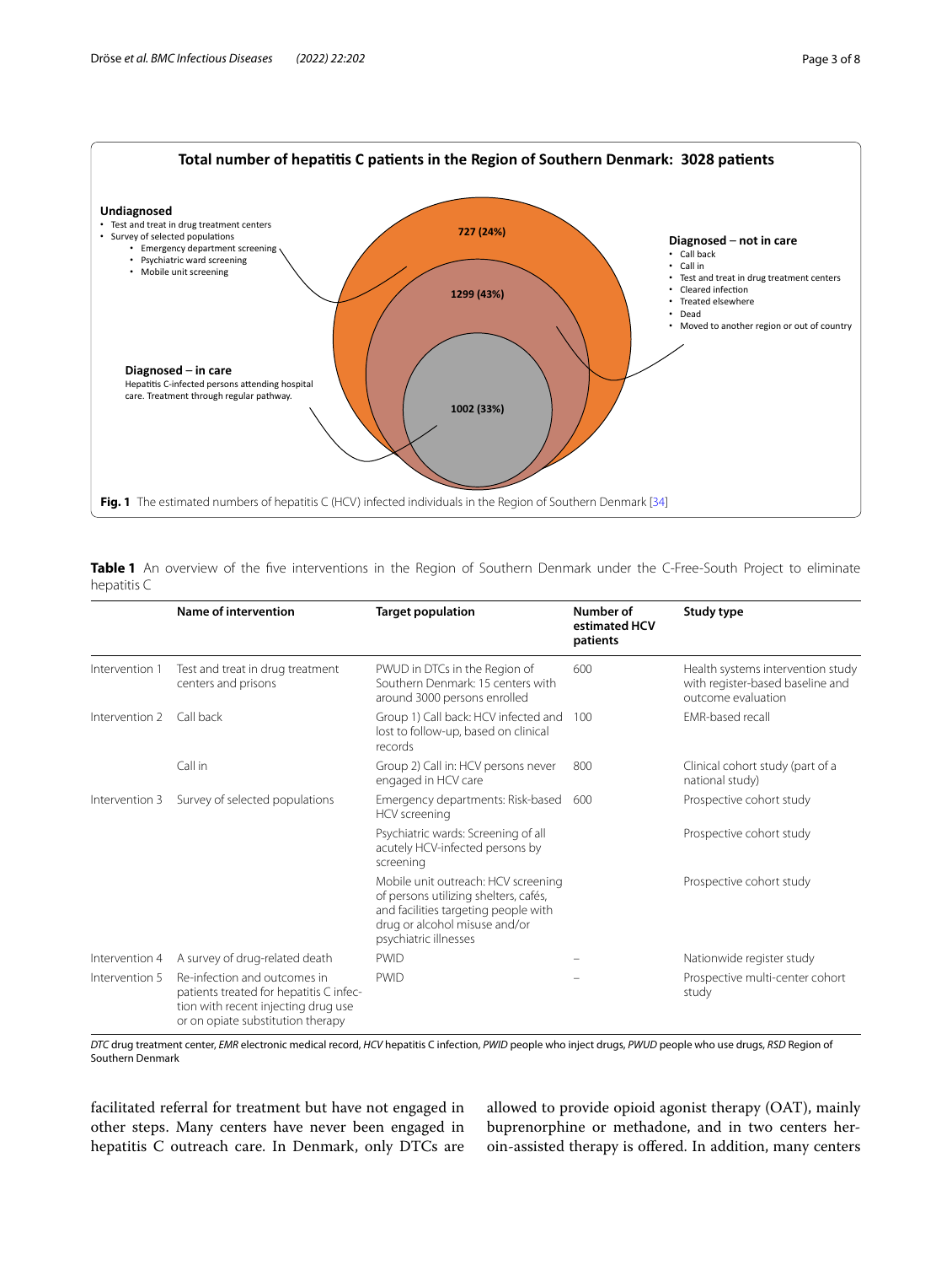**Total number of hepatitis C patients in the Region of Southern Denmark: 3028 patients**

**Undiagnosed**
- Test and treat in drug treatment centers
- Survey of selected populations
  - Emergency department screening
  - Psychiatric ward screening
  - Mobile unit screening

727 (24%)

**Diagnosed – not in care**
- Call back
- Call in
- Test and treat in drug treatment centers
- Cleared infection
- Treated elsewhere
- Dead
- Moved to another region or out of country

1299 (43%)

**Diagnosed – in care**
Hepatitis C-infected persons attending hospital care. Treatment through regular pathway.

1002 (33%)

**Fig. 1** The estimated numbers of hepatitis C (HCV) infected individuals in the Region of Southern Denmark [34]

**Table 1** An overview of the five interventions in the Region of Southern Denmark under the C-Free-South Project to eliminate hepatitis C

| | Name of intervention | Target population | Number of estimated HCV patients | Study type |
|---|---|---|---|---|
| Intervention 1 | Test and treat in drug treatment centers and prisons | PWUD in DTCs in the Region of Southern Denmark: 15 centers with around 3000 persons enrolled | 600 | Health systems intervention study with register-based baseline and outcome evaluation |
| Intervention 2 | Call back | Group 1) Call back: HCV infected and lost to follow-up, based on clinical records | 100 | EMR-based recall |
| | Call in | Group 2) Call in: HCV persons never engaged in HCV care | 800 | Clinical cohort study (part of a national study) |
| Intervention 3 | Survey of selected populations | Emergency departments: Risk-based HCV screening | 600 | Prospective cohort study |
| | | Psychiatric wards: Screening of all acutely HCV-infected persons by screening | | Prospective cohort study |
| | | Mobile unit outreach: HCV screening of persons utilizing shelters, cafés, and facilities targeting people with drug or alcohol misuse and/or psychiatric illnesses | | Prospective cohort study |
| Intervention 4 | A survey of drug-related death | PWID | – | Nationwide register study |
| Intervention 5 | Re-infection and outcomes in patients treated for hepatitis C infection with recent injecting drug use or on opiate substitution therapy | PWID | – | Prospective multi-center cohort study |

*DTC* drug treatment center, *EMR* electronic medical record, *HCV* hepatitis C infection, *PWID* people who inject drugs, *PWUD* people who use drugs, *RSD* Region of Southern Denmark

facilitated referral for treatment but have not engaged in other steps. Many centers have never been engaged in hepatitis C outreach care. In Denmark, only DTCs are allowed to provide opioid agonist therapy (OAT), mainly buprenorphine or methadone, and in two centers heroin-assisted therapy is offered. In addition, many centers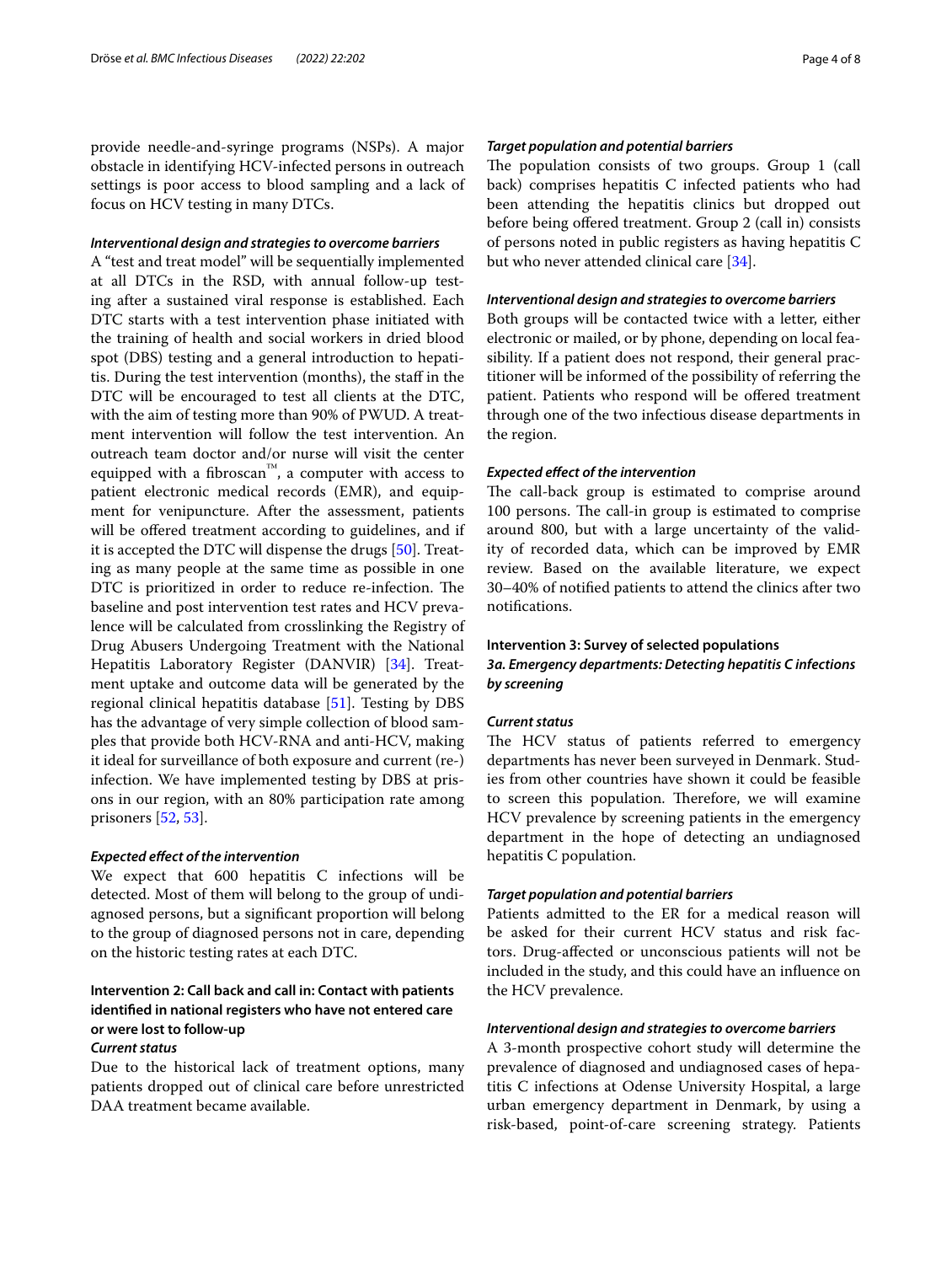provide needle-and-syringe programs (NSPs). A major obstacle in identifying HCV-infected persons in outreach settings is poor access to blood sampling and a lack of focus on HCV testing in many DTCs.

#### *Interventional design and strategies to overcome barriers*

A "test and treat model" will be sequentially implemented at all DTCs in the RSD, with annual follow-up testing after a sustained viral response is established. Each DTC starts with a test intervention phase initiated with the training of health and social workers in dried blood spot (DBS) testing and a general introduction to hepatitis. During the test intervention (months), the staff in the DTC will be encouraged to test all clients at the DTC, with the aim of testing more than 90% of PWUD. A treatment intervention will follow the test intervention. An outreach team doctor and/or nurse will visit the center equipped with a fibroscan™, a computer with access to patient electronic medical records (EMR), and equipment for venipuncture. After the assessment, patients will be offered treatment according to guidelines, and if it is accepted the DTC will dispense the drugs [50]. Treating as many people at the same time as possible in one DTC is prioritized in order to reduce re-infection. The baseline and post intervention test rates and HCV prevalence will be calculated from crosslinking the Registry of Drug Abusers Undergoing Treatment with the National Hepatitis Laboratory Register (DANVIR) [34]. Treatment uptake and outcome data will be generated by the regional clinical hepatitis database [51]. Testing by DBS has the advantage of very simple collection of blood samples that provide both HCV-RNA and anti-HCV, making it ideal for surveillance of both exposure and current (re-) infection. We have implemented testing by DBS at prisons in our region, with an 80% participation rate among prisoners [52, 53].

#### *Expected effect of the intervention*

We expect that 600 hepatitis C infections will be detected. Most of them will belong to the group of undiagnosed persons, but a significant proportion will belong to the group of diagnosed persons not in care, depending on the historic testing rates at each DTC.

### Intervention 2: Call back and call in: Contact with patients identified in national registers who have not entered care or were lost to follow-up

#### *Current status*

Due to the historical lack of treatment options, many patients dropped out of clinical care before unrestricted DAA treatment became available.

#### *Target population and potential barriers*

The population consists of two groups. Group 1 (call back) comprises hepatitis C infected patients who had been attending the hepatitis clinics but dropped out before being offered treatment. Group 2 (call in) consists of persons noted in public registers as having hepatitis C but who never attended clinical care [34].

#### *Interventional design and strategies to overcome barriers*

Both groups will be contacted twice with a letter, either electronic or mailed, or by phone, depending on local feasibility. If a patient does not respond, their general practitioner will be informed of the possibility of referring the patient. Patients who respond will be offered treatment through one of the two infectious disease departments in the region.

#### *Expected effect of the intervention*

The call-back group is estimated to comprise around 100 persons. The call-in group is estimated to comprise around 800, but with a large uncertainty of the validity of recorded data, which can be improved by EMR review. Based on the available literature, we expect 30–40% of notified patients to attend the clinics after two notifications.

### Intervention 3: Survey of selected populations

#### *3a. Emergency departments: Detecting hepatitis C infections by screening*

#### *Current status*

The HCV status of patients referred to emergency departments has never been surveyed in Denmark. Studies from other countries have shown it could be feasible to screen this population. Therefore, we will examine HCV prevalence by screening patients in the emergency department in the hope of detecting an undiagnosed hepatitis C population.

#### *Target population and potential barriers*

Patients admitted to the ER for a medical reason will be asked for their current HCV status and risk factors. Drug-affected or unconscious patients will not be included in the study, and this could have an influence on the HCV prevalence.

#### *Interventional design and strategies to overcome barriers*

A 3-month prospective cohort study will determine the prevalence of diagnosed and undiagnosed cases of hepatitis C infections at Odense University Hospital, a large urban emergency department in Denmark, by using a risk-based, point-of-care screening strategy. Patients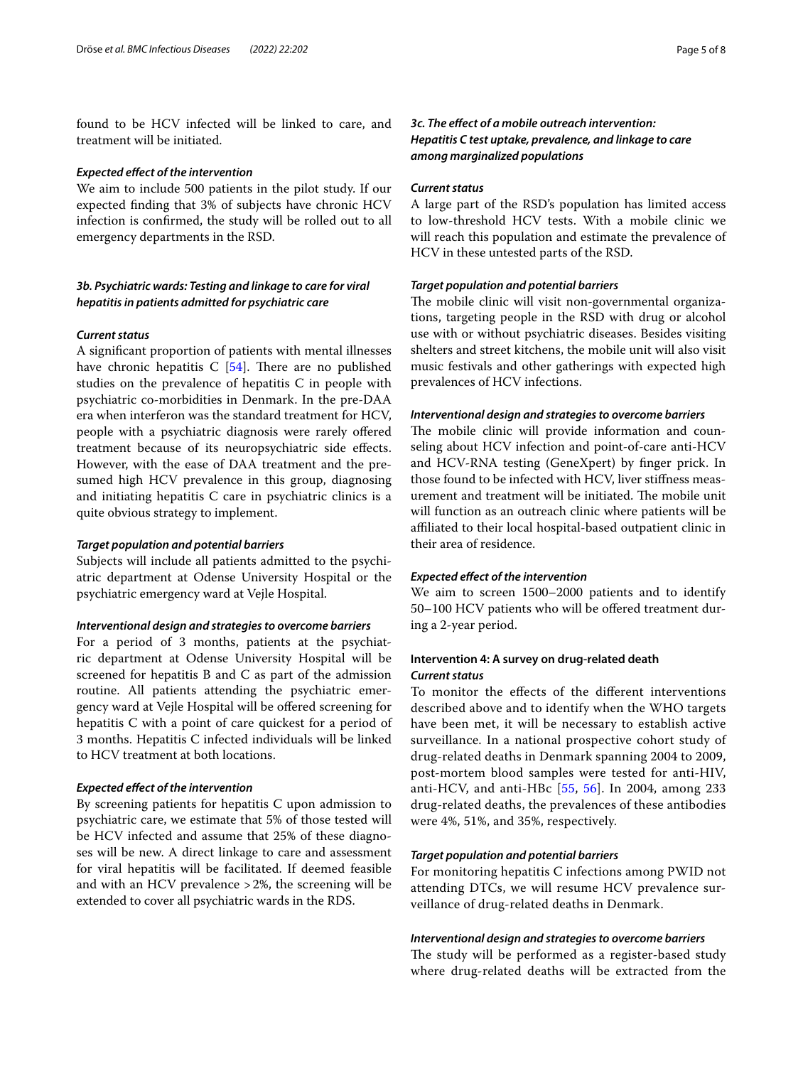found to be HCV infected will be linked to care, and treatment will be initiated.

#### *Expected effect of the intervention*

We aim to include 500 patients in the pilot study. If our expected finding that 3% of subjects have chronic HCV infection is confirmed, the study will be rolled out to all emergency departments in the RSD.

### *3b. Psychiatric wards: Testing and linkage to care for viral hepatitis in patients admitted for psychiatric care*

#### *Current status*

A significant proportion of patients with mental illnesses have chronic hepatitis C [54]. There are no published studies on the prevalence of hepatitis C in people with psychiatric co-morbidities in Denmark. In the pre-DAA era when interferon was the standard treatment for HCV, people with a psychiatric diagnosis were rarely offered treatment because of its neuropsychiatric side effects. However, with the ease of DAA treatment and the presumed high HCV prevalence in this group, diagnosing and initiating hepatitis C care in psychiatric clinics is a quite obvious strategy to implement.

#### *Target population and potential barriers*

Subjects will include all patients admitted to the psychiatric department at Odense University Hospital or the psychiatric emergency ward at Vejle Hospital.

#### *Interventional design and strategies to overcome barriers*

For a period of 3 months, patients at the psychiatric department at Odense University Hospital will be screened for hepatitis B and C as part of the admission routine. All patients attending the psychiatric emergency ward at Vejle Hospital will be offered screening for hepatitis C with a point of care quickest for a period of 3 months. Hepatitis C infected individuals will be linked to HCV treatment at both locations.

#### *Expected effect of the intervention*

By screening patients for hepatitis C upon admission to psychiatric care, we estimate that 5% of those tested will be HCV infected and assume that 25% of these diagnoses will be new. A direct linkage to care and assessment for viral hepatitis will be facilitated. If deemed feasible and with an HCV prevalence >2%, the screening will be extended to cover all psychiatric wards in the RDS.

### *3c. The effect of a mobile outreach intervention: Hepatitis C test uptake, prevalence, and linkage to care among marginalized populations*

#### *Current status*

A large part of the RSD's population has limited access to low-threshold HCV tests. With a mobile clinic we will reach this population and estimate the prevalence of HCV in these untested parts of the RSD.

#### *Target population and potential barriers*

The mobile clinic will visit non-governmental organizations, targeting people in the RSD with drug or alcohol use with or without psychiatric diseases. Besides visiting shelters and street kitchens, the mobile unit will also visit music festivals and other gatherings with expected high prevalences of HCV infections.

#### *Interventional design and strategies to overcome barriers*

The mobile clinic will provide information and counseling about HCV infection and point-of-care anti-HCV and HCV-RNA testing (GeneXpert) by finger prick. In those found to be infected with HCV, liver stiffness measurement and treatment will be initiated. The mobile unit will function as an outreach clinic where patients will be affiliated to their local hospital-based outpatient clinic in their area of residence.

#### *Expected effect of the intervention*

We aim to screen 1500–2000 patients and to identify 50–100 HCV patients who will be offered treatment during a 2-year period.

### Intervention 4: A survey on drug-related death

#### *Current status*

To monitor the effects of the different interventions described above and to identify when the WHO targets have been met, it will be necessary to establish active surveillance. In a national prospective cohort study of drug-related deaths in Denmark spanning 2004 to 2009, post-mortem blood samples were tested for anti-HIV, anti-HCV, and anti-HBc [55, 56]. In 2004, among 233 drug-related deaths, the prevalences of these antibodies were 4%, 51%, and 35%, respectively.

#### *Target population and potential barriers*

For monitoring hepatitis C infections among PWID not attending DTCs, we will resume HCV prevalence surveillance of drug-related deaths in Denmark.

#### *Interventional design and strategies to overcome barriers*

The study will be performed as a register-based study where drug-related deaths will be extracted from the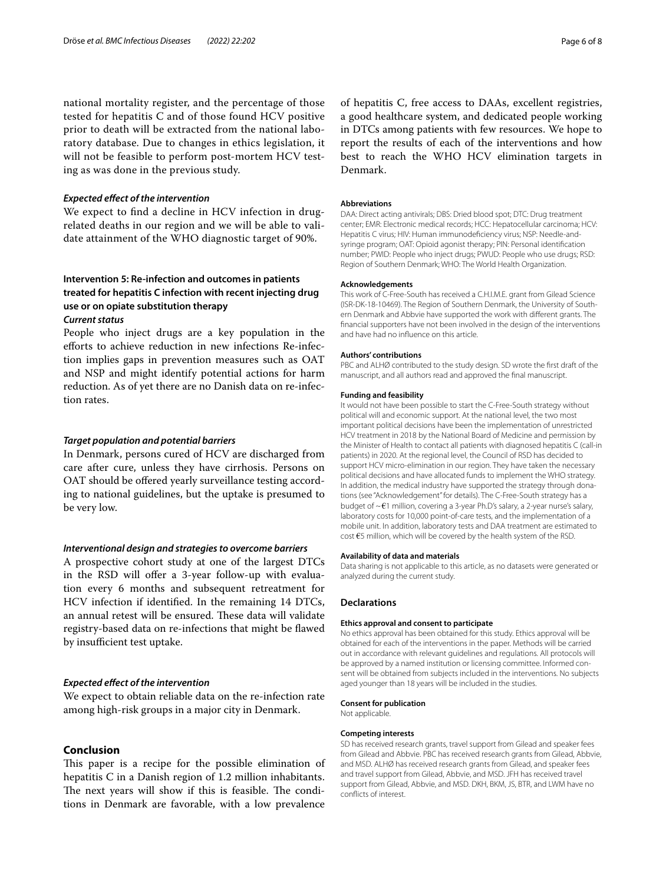national mortality register, and the percentage of those tested for hepatitis C and of those found HCV positive prior to death will be extracted from the national laboratory database. Due to changes in ethics legislation, it will not be feasible to perform post-mortem HCV testing as was done in the previous study.

#### *Expected effect of the intervention*

We expect to find a decline in HCV infection in drug-related deaths in our region and we will be able to validate attainment of the WHO diagnostic target of 90%.

### Intervention 5: Re-infection and outcomes in patients treated for hepatitis C infection with recent injecting drug use or on opiate substitution therapy

#### *Current status*

People who inject drugs are a key population in the efforts to achieve reduction in new infections Re-infection implies gaps in prevention measures such as OAT and NSP and might identify potential actions for harm reduction. As of yet there are no Danish data on re-infection rates.

#### *Target population and potential barriers*

In Denmark, persons cured of HCV are discharged from care after cure, unless they have cirrhosis. Persons on OAT should be offered yearly surveillance testing according to national guidelines, but the uptake is presumed to be very low.

#### *Interventional design and strategies to overcome barriers*

A prospective cohort study at one of the largest DTCs in the RSD will offer a 3-year follow-up with evaluation every 6 months and subsequent retreatment for HCV infection if identified. In the remaining 14 DTCs, an annual retest will be ensured. These data will validate registry-based data on re-infections that might be flawed by insufficient test uptake.

#### *Expected effect of the intervention*

We expect to obtain reliable data on the re-infection rate among high-risk groups in a major city in Denmark.

## Conclusion

This paper is a recipe for the possible elimination of hepatitis C in a Danish region of 1.2 million inhabitants. The next years will show if this is feasible. The conditions in Denmark are favorable, with a low prevalence of hepatitis C, free access to DAAs, excellent registries, a good healthcare system, and dedicated people working in DTCs among patients with few resources. We hope to report the results of each of the interventions and how best to reach the WHO HCV elimination targets in Denmark.

#### Abbreviations

DAA: Direct acting antivirals; DBS: Dried blood spot; DTC: Drug treatment center; EMR: Electronic medical records; HCC: Hepatocellular carcinoma; HCV: Hepatitis C virus; HIV: Human immunodeficiency virus; NSP: Needle-and-syringe program; OAT: Opioid agonist therapy; PIN: Personal identification number; PWID: People who inject drugs; PWUD: People who use drugs; RSD: Region of Southern Denmark; WHO: The World Health Organization.

#### Acknowledgements

This work of C-Free-South has received a C.H.I.M.E. grant from Gilead Science (ISR-DK-18-10469). The Region of Southern Denmark, the University of Southern Denmark and Abbvie have supported the work with different grants. The financial supporters have not been involved in the design of the interventions and have had no influence on this article.

#### Authors' contributions

PBC and ALHØ contributed to the study design. SD wrote the first draft of the manuscript, and all authors read and approved the final manuscript.

#### Funding and feasibility

It would not have been possible to start the C-Free-South strategy without political will and economic support. At the national level, the two most important political decisions have been the implementation of unrestricted HCV treatment in 2018 by the National Board of Medicine and permission by the Minister of Health to contact all patients with diagnosed hepatitis C (call-in patients) in 2020. At the regional level, the Council of RSD has decided to support HCV micro-elimination in our region. They have taken the necessary political decisions and have allocated funds to implement the WHO strategy. In addition, the medical industry have supported the strategy through donations (see "Acknowledgement" for details). The C-Free-South strategy has a budget of ~€1 million, covering a 3-year Ph.D's salary, a 2-year nurse's salary, laboratory costs for 10,000 point-of-care tests, and the implementation of a mobile unit. In addition, laboratory tests and DAA treatment are estimated to cost €5 million, which will be covered by the health system of the RSD.

#### Availability of data and materials

Data sharing is not applicable to this article, as no datasets were generated or analyzed during the current study.

## Declarations

#### Ethics approval and consent to participate

No ethics approval has been obtained for this study. Ethics approval will be obtained for each of the interventions in the paper. Methods will be carried out in accordance with relevant guidelines and regulations. All protocols will be approved by a named institution or licensing committee. Informed consent will be obtained from subjects included in the interventions. No subjects aged younger than 18 years will be included in the studies.

#### Consent for publication

Not applicable.

#### Competing interests

SD has received research grants, travel support from Gilead and speaker fees from Gilead and Abbvie. PBC has received research grants from Gilead, Abbvie, and MSD. ALHØ has received research grants from Gilead, and speaker fees and travel support from Gilead, Abbvie, and MSD. JFH has received travel support from Gilead, Abbvie, and MSD. DKH, BKM, JS, BTR, and LWM have no conflicts of interest.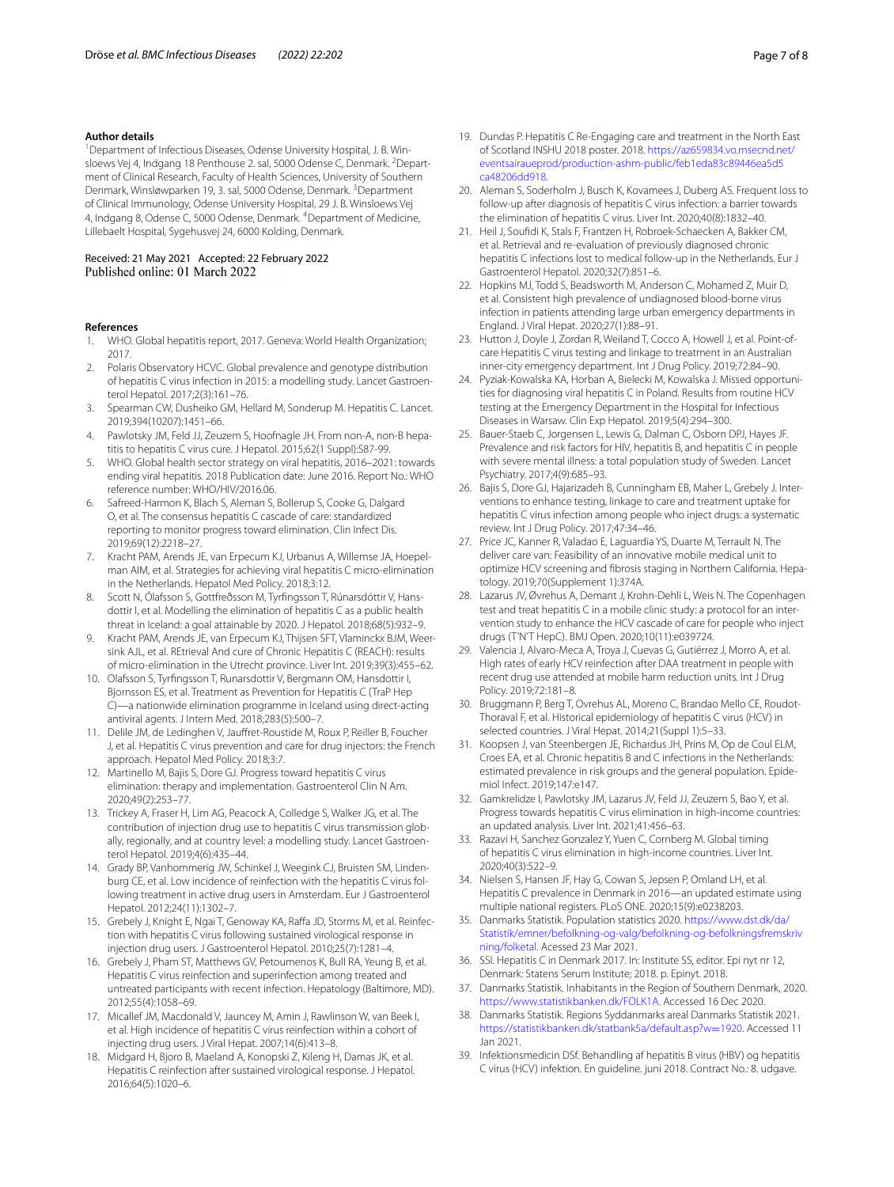### Author details

[1]Department of Infectious Diseases, Odense University Hospital, J. B. Winsloews Vej 4, Indgang 18 Penthouse 2. sal, 5000 Odense C, Denmark. [2]Department of Clinical Research, Faculty of Health Sciences, University of Southern Denmark, Winsløwparken 19, 3. sal, 5000 Odense, Denmark. [3]Department of Clinical Immunology, Odense University Hospital, 29 J. B. Winsloews Vej 4, Indgang 8, Odense C, 5000 Odense, Denmark. [4]Department of Medicine, Lillebaelt Hospital, Sygehusvej 24, 6000 Kolding, Denmark.

Received: 21 May 2021 Accepted: 22 February 2022
Published online: 01 March 2022

### References

1. WHO. Global hepatitis report, 2017. Geneva: World Health Organization; 2017.
2. Polaris Observatory HCVC. Global prevalence and genotype distribution of hepatitis C virus infection in 2015: a modelling study. Lancet Gastroenterol Hepatol. 2017;2(3):161–76.
3. Spearman CW, Dusheiko GM, Hellard M, Sonderup M. Hepatitis C. Lancet. 2019;394(10207):1451–66.
4. Pawlotsky JM, Feld JJ, Zeuzem S, Hoofnagle JH. From non-A, non-B hepatitis to hepatitis C virus cure. J Hepatol. 2015;62(1 Suppl):S87-99.
5. WHO. Global health sector strategy on viral hepatitis, 2016–2021: towards ending viral hepatitis. 2018 Publication date: June 2016. Report No.: WHO reference number: WHO/HIV/2016.06.
6. Safreed-Harmon K, Blach S, Aleman S, Bollerup S, Cooke G, Dalgard O, et al. The consensus hepatitis C cascade of care: standardized reporting to monitor progress toward elimination. Clin Infect Dis. 2019;69(12):2218–27.
7. Kracht PAM, Arends JE, van Erpecum KJ, Urbanus A, Willemse JA, Hoepelman AIM, et al. Strategies for achieving viral hepatitis C micro-elimination in the Netherlands. Hepatol Med Policy. 2018;3:12.
8. Scott N, Ólafsson S, Gottfreðsson M, Tyrfingsson T, Rúnarsdóttir V, Hansdottir I, et al. Modelling the elimination of hepatitis C as a public health threat in Iceland: a goal attainable by 2020. J Hepatol. 2018;68(5):932–9.
9. Kracht PAM, Arends JE, van Erpecum KJ, Thijsen SFT, Vlaminckx BJM, Weersink AJL, et al. REtrieval And cure of Chronic Hepatitis C (REACH): results of micro-elimination in the Utrecht province. Liver Int. 2019;39(3):455–62.
10. Olafsson S, Tyrfingsson T, Runarsdottir V, Bergmann OM, Hansdottir I, Bjornsson ES, et al. Treatment as Prevention for Hepatitis C (TraP Hep C)—a nationwide elimination programme in Iceland using direct-acting antiviral agents. J Intern Med. 2018;283(5):500–7.
11. Delile JM, de Ledinghen V, Jauffret-Roustide M, Roux P, Reiller B, Foucher J, et al. Hepatitis C virus prevention and care for drug injectors: the French approach. Hepatol Med Policy. 2018;3:7.
12. Martinello M, Bajis S, Dore GJ. Progress toward hepatitis C virus elimination: therapy and implementation. Gastroenterol Clin N Am. 2020;49(2):253–77.
13. Trickey A, Fraser H, Lim AG, Peacock A, Colledge S, Walker JG, et al. The contribution of injection drug use to hepatitis C virus transmission globally, regionally, and at country level: a modelling study. Lancet Gastroenterol Hepatol. 2019;4(6):435–44.
14. Grady BP, Vanhommerig JW, Schinkel J, Weegink CJ, Bruisten SM, Lindenburg CE, et al. Low incidence of reinfection with the hepatitis C virus following treatment in active drug users in Amsterdam. Eur J Gastroenterol Hepatol. 2012;24(11):1302–7.
15. Grebely J, Knight E, Ngai T, Genoway KA, Raffa JD, Storms M, et al. Reinfection with hepatitis C virus following sustained virological response in injection drug users. J Gastroenterol Hepatol. 2010;25(7):1281–4.
16. Grebely J, Pham ST, Matthews GV, Petoumenos K, Bull RA, Yeung B, et al. Hepatitis C virus reinfection and superinfection among treated and untreated participants with recent infection. Hepatology (Baltimore, MD). 2012;55(4):1058–69.
17. Micallef JM, Macdonald V, Jauncey M, Amin J, Rawlinson W, van Beek I, et al. High incidence of hepatitis C virus reinfection within a cohort of injecting drug users. J Viral Hepat. 2007;14(6):413–8.
18. Midgard H, Bjoro B, Maeland A, Konopski Z, Kileng H, Damas JK, et al. Hepatitis C reinfection after sustained virological response. J Hepatol. 2016;64(5):1020–6.
19. Dundas P. Hepatitis C Re-Engaging care and treatment in the North East of Scotland INSHU 2018 poster. 2018. https://az659834.vo.msecnd.net/eventsairaueprod/production-ashm-public/feb1eda83c89446ea5d5ca48206dd918.
20. Aleman S, Soderholm J, Busch K, Kovamees J, Duberg AS. Frequent loss to follow-up after diagnosis of hepatitis C virus infection: a barrier towards the elimination of hepatitis C virus. Liver Int. 2020;40(8):1832–40.
21. Heil J, Soufidi K, Stals F, Frantzen H, Robroek-Schaecken A, Bakker CM, et al. Retrieval and re-evaluation of previously diagnosed chronic hepatitis C infections lost to medical follow-up in the Netherlands. Eur J Gastroenterol Hepatol. 2020;32(7):851–6.
22. Hopkins MJ, Todd S, Beadsworth M, Anderson C, Mohamed Z, Muir D, et al. Consistent high prevalence of undiagnosed blood-borne virus infection in patients attending large urban emergency departments in England. J Viral Hepat. 2020;27(1):88–91.
23. Hutton J, Doyle J, Zordan R, Weiland T, Cocco A, Howell J, et al. Point-of-care Hepatitis C virus testing and linkage to treatment in an Australian inner-city emergency department. Int J Drug Policy. 2019;72:84–90.
24. Pyziak-Kowalska KA, Horban A, Bielecki M, Kowalska J. Missed opportunities for diagnosing viral hepatitis C in Poland. Results from routine HCV testing at the Emergency Department in the Hospital for Infectious Diseases in Warsaw. Clin Exp Hepatol. 2019;5(4):294–300.
25. Bauer-Staeb C, Jorgensen L, Lewis G, Dalman C, Osborn DPJ, Hayes JF. Prevalence and risk factors for HIV, hepatitis B, and hepatitis C in people with severe mental illness: a total population study of Sweden. Lancet Psychiatry. 2017;4(9):685–93.
26. Bajis S, Dore GJ, Hajarizadeh B, Cunningham EB, Maher L, Grebely J. Interventions to enhance testing, linkage to care and treatment uptake for hepatitis C virus infection among people who inject drugs: a systematic review. Int J Drug Policy. 2017;47:34–46.
27. Price JC, Kanner R, Valadao E, Laguardia YS, Duarte M, Terrault N. The deliver care van: Feasibility of an innovative mobile medical unit to optimize HCV screening and fibrosis staging in Northern California. Hepatology. 2019;70(Supplement 1):374A.
28. Lazarus JV, Øvrehus A, Demant J, Krohn-Dehli L, Weis N. The Copenhagen test and treat hepatitis C in a mobile clinic study: a protocol for an intervention study to enhance the HCV cascade of care for people who inject drugs (T'N'T HepC). BMJ Open. 2020;10(11):e039724.
29. Valencia J, Alvaro-Meca A, Troya J, Cuevas G, Gutiérrez J, Morro A, et al. High rates of early HCV reinfection after DAA treatment in people with recent drug use attended at mobile harm reduction units. Int J Drug Policy. 2019;72:181–8.
30. Bruggmann P, Berg T, Ovrehus AL, Moreno C, Brandao Mello CE, Roudot-Thoraval F, et al. Historical epidemiology of hepatitis C virus (HCV) in selected countries. J Viral Hepat. 2014;21(Suppl 1):5–33.
31. Koopsen J, van Steenbergen JE, Richardus JH, Prins M, Op de Coul ELM, Croes EA, et al. Chronic hepatitis B and C infections in the Netherlands: estimated prevalence in risk groups and the general population. Epidemiol Infect. 2019;147:e147.
32. Gamkrelidze I, Pawlotsky JM, Lazarus JV, Feld JJ, Zeuzem S, Bao Y, et al. Progress towards hepatitis C virus elimination in high-income countries: an updated analysis. Liver Int. 2021;41:456–63.
33. Razavi H, Sanchez Gonzalez Y, Yuen C, Cornberg M. Global timing of hepatitis C virus elimination in high-income countries. Liver Int. 2020;40(3):522–9.
34. Nielsen S, Hansen JF, Hay G, Cowan S, Jepsen P, Omland LH, et al. Hepatitis C prevalence in Denmark in 2016—an updated estimate using multiple national registers. PLoS ONE. 2020;15(9):e0238203.
35. Danmarks Statistik. Population statistics 2020. https://www.dst.dk/da/Statistik/emner/befolkning-og-valg/befolkning-og-befolkningsfremskrivning/folketal. Acessed 23 Mar 2021.
36. SSI. Hepatitis C in Denmark 2017. In: Institute SS, editor. Epi nyt nr 12, Denmark: Statens Serum Institute; 2018. p. Epinyt. 2018.
37. Danmarks Statistik. Inhabitants in the Region of Southern Denmark, 2020. https://www.statistikbanken.dk/FOLK1A. Accessed 16 Dec 2020.
38. Danmarks Statistik. Regions Syddanmarks areal Danmarks Statistik 2021. https://statistikbanken.dk/statbank5a/default.asp?w=1920. Accessed 11 Jan 2021.
39. Infektionsmedicin DSf. Behandling af hepatitis B virus (HBV) og hepatitis C virus (HCV) infektion. En guideline. juni 2018. Contract No.: 8. udgave.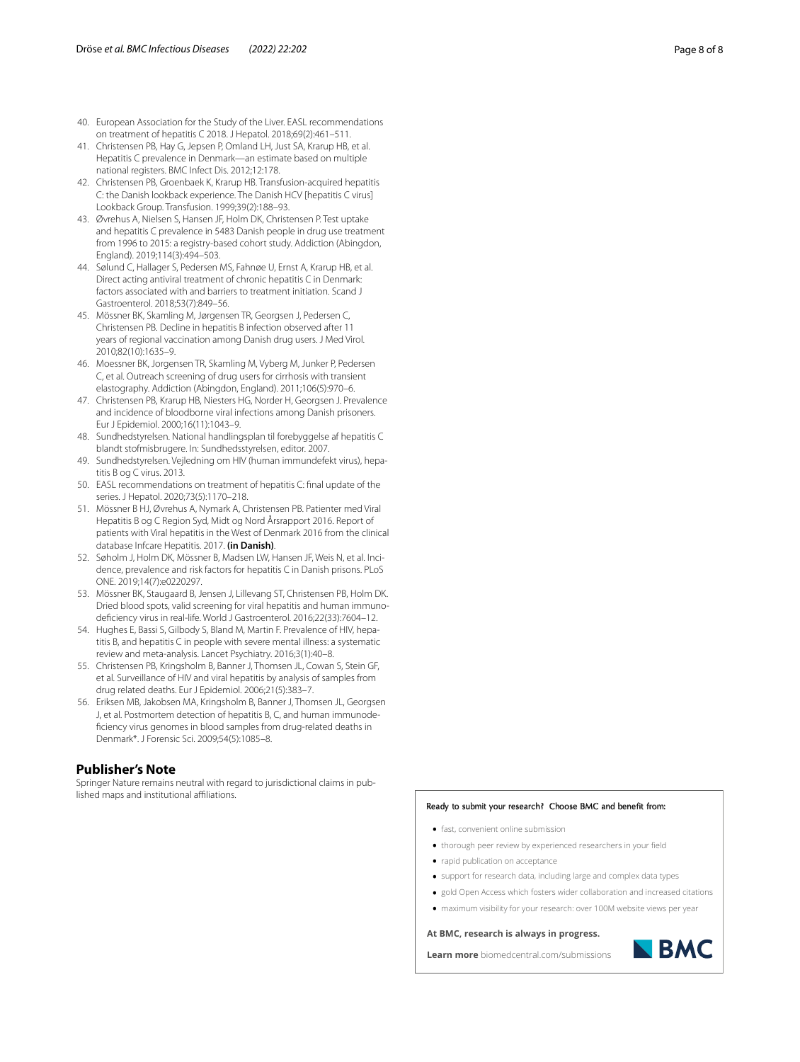40. European Association for the Study of the Liver. EASL recommendations on treatment of hepatitis C 2018. J Hepatol. 2018;69(2):461–511.
41. Christensen PB, Hay G, Jepsen P, Omland LH, Just SA, Krarup HB, et al. Hepatitis C prevalence in Denmark—an estimate based on multiple national registers. BMC Infect Dis. 2012;12:178.
42. Christensen PB, Groenbaek K, Krarup HB. Transfusion-acquired hepatitis C: the Danish lookback experience. The Danish HCV [hepatitis C virus] Lookback Group. Transfusion. 1999;39(2):188–93.
43. Øvrehus A, Nielsen S, Hansen JF, Holm DK, Christensen P. Test uptake and hepatitis C prevalence in 5483 Danish people in drug use treatment from 1996 to 2015: a registry-based cohort study. Addiction (Abingdon, England). 2019;114(3):494–503.
44. Sølund C, Hallager S, Pedersen MS, Fahnøe U, Ernst A, Krarup HB, et al. Direct acting antiviral treatment of chronic hepatitis C in Denmark: factors associated with and barriers to treatment initiation. Scand J Gastroenterol. 2018;53(7):849–56.
45. Mössner BK, Skamling M, Jørgensen TR, Georgsen J, Pedersen C, Christensen PB. Decline in hepatitis B infection observed after 11 years of regional vaccination among Danish drug users. J Med Virol. 2010;82(10):1635–9.
46. Moessner BK, Jorgensen TR, Skamling M, Vyberg M, Junker P, Pedersen C, et al. Outreach screening of drug users for cirrhosis with transient elastography. Addiction (Abingdon, England). 2011;106(5):970–6.
47. Christensen PB, Krarup HB, Niesters HG, Norder H, Georgsen J. Prevalence and incidence of bloodborne viral infections among Danish prisoners. Eur J Epidemiol. 2000;16(11):1043–9.
48. Sundhedstyrelsen. National handlingsplan til forebyggelse af hepatitis C blandt stofmisbrugere. In: Sundhedsstyrelsen, editor. 2007.
49. Sundhedstyrelsen. Vejledning om HIV (human immundefekt virus), hepatitis B og C virus. 2013.
50. EASL recommendations on treatment of hepatitis C: final update of the series. J Hepatol. 2020;73(5):1170–218.
51. Mössner B HJ, Øvrehus A, Nymark A, Christensen PB. Patienter med Viral Hepatitis B og C Region Syd, Midt og Nord Årsrapport 2016. Report of patients with Viral hepatitis in the West of Denmark 2016 from the clinical database Infcare Hepatitis. 2017. **(in Danish)**.
52. Søholm J, Holm DK, Mössner B, Madsen LW, Hansen JF, Weis N, et al. Incidence, prevalence and risk factors for hepatitis C in Danish prisons. PLoS ONE. 2019;14(7):e0220297.
53. Mössner BK, Staugaard B, Jensen J, Lillevang ST, Christensen PB, Holm DK. Dried blood spots, valid screening for viral hepatitis and human immunodeficiency virus in real-life. World J Gastroenterol. 2016;22(33):7604–12.
54. Hughes E, Bassi S, Gilbody S, Bland M, Martin F. Prevalence of HIV, hepatitis B, and hepatitis C in people with severe mental illness: a systematic review and meta-analysis. Lancet Psychiatry. 2016;3(1):40–8.
55. Christensen PB, Kringsholm B, Banner J, Thomsen JL, Cowan S, Stein GF, et al. Surveillance of HIV and viral hepatitis by analysis of samples from drug related deaths. Eur J Epidemiol. 2006;21(5):383–7.
56. Eriksen MB, Jakobsen MA, Kringsholm B, Banner J, Thomsen JL, Georgsen J, et al. Postmortem detection of hepatitis B, C, and human immunodeficiency virus genomes in blood samples from drug-related deaths in Denmark*. J Forensic Sci. 2009;54(5):1085–8.

## Publisher's Note

Springer Nature remains neutral with regard to jurisdictional claims in published maps and institutional affiliations.

Ready to submit your research? Choose BMC and benefit from:

- fast, convenient online submission
- thorough peer review by experienced researchers in your field
- rapid publication on acceptance
- support for research data, including large and complex data types
- gold Open Access which fosters wider collaboration and increased citations
- maximum visibility for your research: over 100M website views per year

**At BMC, research is always in progress.**

**Learn more** biomedcentral.com/submissions

BMC